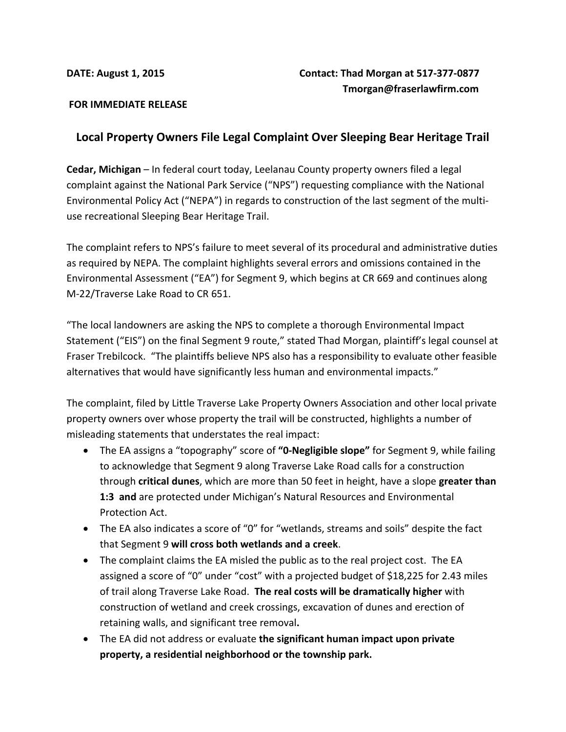**DATE: August 1, 2015** **Contact: Thad Morgan at 517-377-0877**
**Tmorgan@fraserlawfirm.com**

**FOR IMMEDIATE RELEASE**

## Local Property Owners File Legal Complaint Over Sleeping Bear Heritage Trail

**Cedar, Michigan** – In federal court today, Leelanau County property owners filed a legal complaint against the National Park Service ("NPS") requesting compliance with the National Environmental Policy Act ("NEPA") in regards to construction of the last segment of the multi-use recreational Sleeping Bear Heritage Trail.

The complaint refers to NPS's failure to meet several of its procedural and administrative duties as required by NEPA. The complaint highlights several errors and omissions contained in the Environmental Assessment ("EA") for Segment 9, which begins at CR 669 and continues along M-22/Traverse Lake Road to CR 651.

"The local landowners are asking the NPS to complete a thorough Environmental Impact Statement ("EIS") on the final Segment 9 route," stated Thad Morgan, plaintiff's legal counsel at Fraser Trebilcock. "The plaintiffs believe NPS also has a responsibility to evaluate other feasible alternatives that would have significantly less human and environmental impacts."

The complaint, filed by Little Traverse Lake Property Owners Association and other local private property owners over whose property the trail will be constructed, highlights a number of misleading statements that understates the real impact:

- The EA assigns a "topography" score of **"0-Negligible slope"** for Segment 9, while failing to acknowledge that Segment 9 along Traverse Lake Road calls for a construction through **critical dunes**, which are more than 50 feet in height, have a slope **greater than 1:3 and** are protected under Michigan's Natural Resources and Environmental Protection Act.
- The EA also indicates a score of "0" for "wetlands, streams and soils" despite the fact that Segment 9 **will cross both wetlands and a creek**.
- The complaint claims the EA misled the public as to the real project cost. The EA assigned a score of "0" under "cost" with a projected budget of $18,225 for 2.43 miles of trail along Traverse Lake Road. **The real costs will be dramatically higher** with construction of wetland and creek crossings, excavation of dunes and erection of retaining walls, and significant tree removal**.**
- The EA did not address or evaluate **the significant human impact upon private property, a residential neighborhood or the township park.**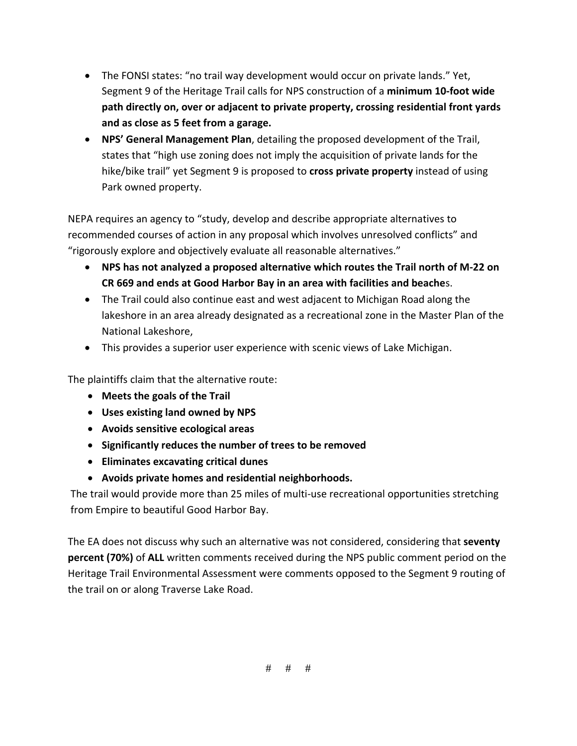- The FONSI states: “no trail way development would occur on private lands.” Yet, Segment 9 of the Heritage Trail calls for NPS construction of a **minimum 10-foot wide path directly on, over or adjacent to private property, crossing residential front yards and as close as 5 feet from a garage.**
- **NPS’ General Management Plan**, detailing the proposed development of the Trail, states that “high use zoning does not imply the acquisition of private lands for the hike/bike trail” yet Segment 9 is proposed to **cross private property** instead of using Park owned property.

NEPA requires an agency to “study, develop and describe appropriate alternatives to recommended courses of action in any proposal which involves unresolved conflicts” and “rigorously explore and objectively evaluate all reasonable alternatives.”

- **NPS has not analyzed a proposed alternative which routes the Trail north of M-22 on CR 669 and ends at Good Harbor Bay in an area with facilities and beache**s.
- The Trail could also continue east and west adjacent to Michigan Road along the lakeshore in an area already designated as a recreational zone in the Master Plan of the National Lakeshore,
- This provides a superior user experience with scenic views of Lake Michigan.

The plaintiffs claim that the alternative route:

- **Meets the goals of the Trail**
- **Uses existing land owned by NPS**
- **Avoids sensitive ecological areas**
- **Significantly reduces the number of trees to be removed**
- **Eliminates excavating critical dunes**
- **Avoids private homes and residential neighborhoods.**

The trail would provide more than 25 miles of multi-use recreational opportunities stretching from Empire to beautiful Good Harbor Bay.

The EA does not discuss why such an alternative was not considered, considering that **seventy percent (70%)** of **ALL** written comments received during the NPS public comment period on the Heritage Trail Environmental Assessment were comments opposed to the Segment 9 routing of the trail on or along Traverse Lake Road.

# # #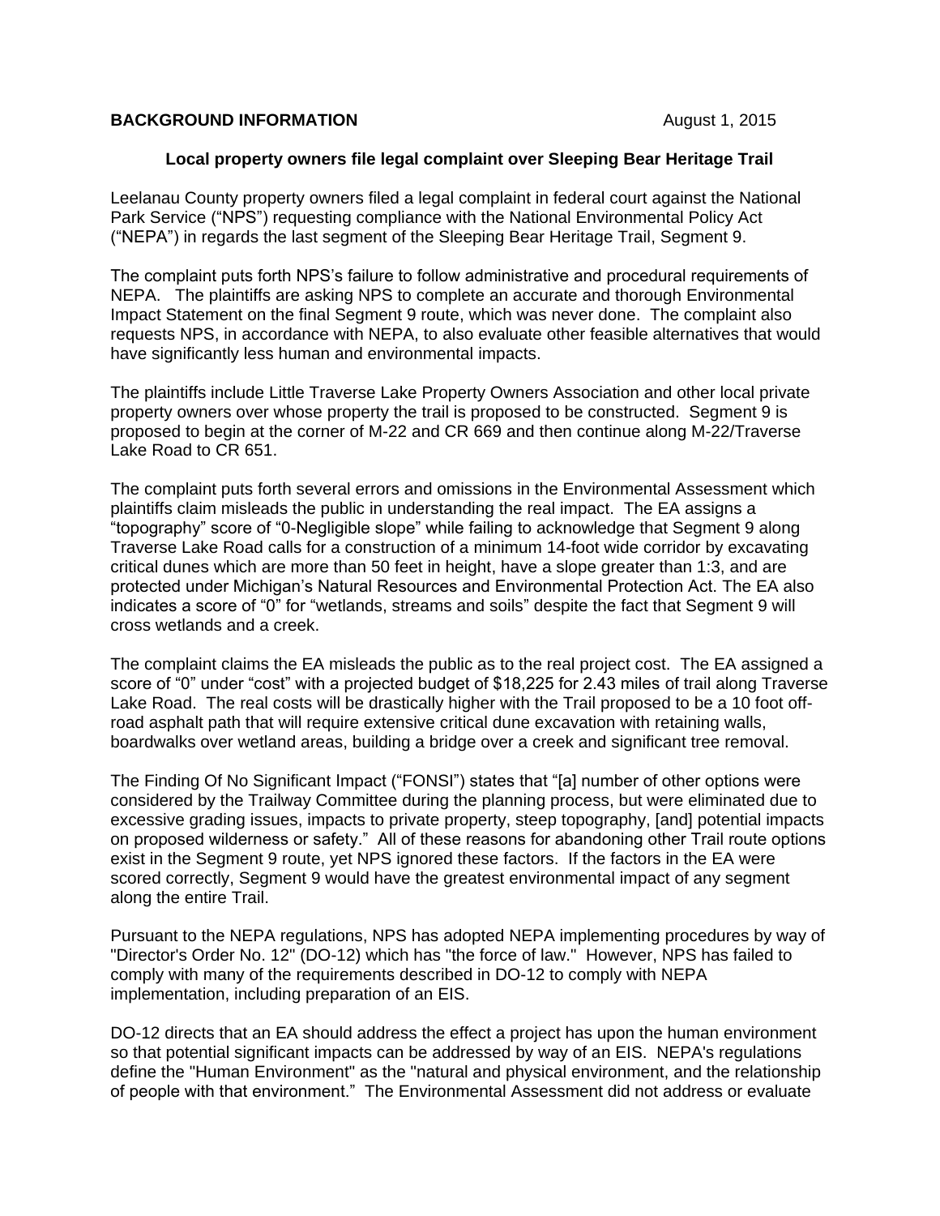**BACKGROUND INFORMATION** August 1, 2015

**Local property owners file legal complaint over Sleeping Bear Heritage Trail**

Leelanau County property owners filed a legal complaint in federal court against the National Park Service ("NPS") requesting compliance with the National Environmental Policy Act ("NEPA") in regards the last segment of the Sleeping Bear Heritage Trail, Segment 9.

The complaint puts forth NPS's failure to follow administrative and procedural requirements of NEPA. The plaintiffs are asking NPS to complete an accurate and thorough Environmental Impact Statement on the final Segment 9 route, which was never done. The complaint also requests NPS, in accordance with NEPA, to also evaluate other feasible alternatives that would have significantly less human and environmental impacts.

The plaintiffs include Little Traverse Lake Property Owners Association and other local private property owners over whose property the trail is proposed to be constructed. Segment 9 is proposed to begin at the corner of M-22 and CR 669 and then continue along M-22/Traverse Lake Road to CR 651.

The complaint puts forth several errors and omissions in the Environmental Assessment which plaintiffs claim misleads the public in understanding the real impact. The EA assigns a "topography" score of "0-Negligible slope" while failing to acknowledge that Segment 9 along Traverse Lake Road calls for a construction of a minimum 14-foot wide corridor by excavating critical dunes which are more than 50 feet in height, have a slope greater than 1:3, and are protected under Michigan's Natural Resources and Environmental Protection Act. The EA also indicates a score of "0" for "wetlands, streams and soils" despite the fact that Segment 9 will cross wetlands and a creek.

The complaint claims the EA misleads the public as to the real project cost. The EA assigned a score of "0" under "cost" with a projected budget of $18,225 for 2.43 miles of trail along Traverse Lake Road. The real costs will be drastically higher with the Trail proposed to be a 10 foot off-road asphalt path that will require extensive critical dune excavation with retaining walls, boardwalks over wetland areas, building a bridge over a creek and significant tree removal.

The Finding Of No Significant Impact ("FONSI") states that "[a] number of other options were considered by the Trailway Committee during the planning process, but were eliminated due to excessive grading issues, impacts to private property, steep topography, [and] potential impacts on proposed wilderness or safety." All of these reasons for abandoning other Trail route options exist in the Segment 9 route, yet NPS ignored these factors. If the factors in the EA were scored correctly, Segment 9 would have the greatest environmental impact of any segment along the entire Trail.

Pursuant to the NEPA regulations, NPS has adopted NEPA implementing procedures by way of "Director's Order No. 12" (DO-12) which has "the force of law." However, NPS has failed to comply with many of the requirements described in DO-12 to comply with NEPA implementation, including preparation of an EIS.

DO-12 directs that an EA should address the effect a project has upon the human environment so that potential significant impacts can be addressed by way of an EIS. NEPA's regulations define the "Human Environment" as the "natural and physical environment, and the relationship of people with that environment." The Environmental Assessment did not address or evaluate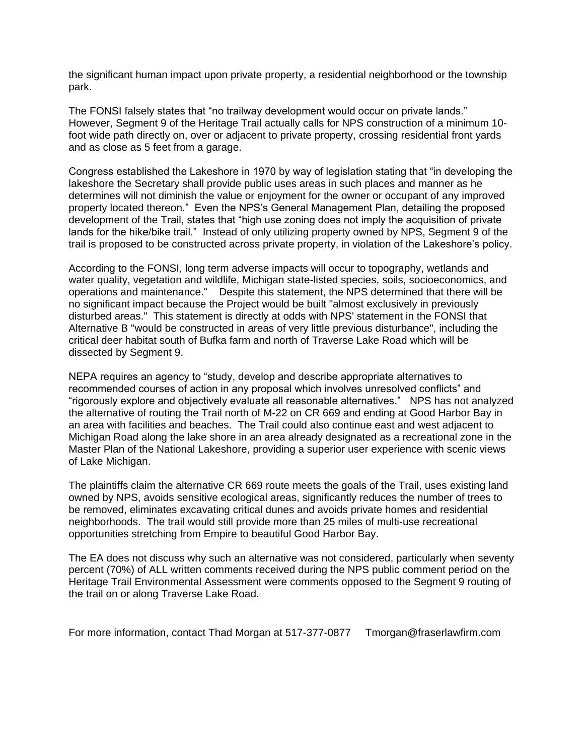the significant human impact upon private property, a residential neighborhood or the township park.

The FONSI falsely states that "no trailway development would occur on private lands." However, Segment 9 of the Heritage Trail actually calls for NPS construction of a minimum 10-foot wide path directly on, over or adjacent to private property, crossing residential front yards and as close as 5 feet from a garage.

Congress established the Lakeshore in 1970 by way of legislation stating that "in developing the lakeshore the Secretary shall provide public uses areas in such places and manner as he determines will not diminish the value or enjoyment for the owner or occupant of any improved property located thereon." Even the NPS's General Management Plan, detailing the proposed development of the Trail, states that "high use zoning does not imply the acquisition of private lands for the hike/bike trail." Instead of only utilizing property owned by NPS, Segment 9 of the trail is proposed to be constructed across private property, in violation of the Lakeshore's policy.

According to the FONSI, long term adverse impacts will occur to topography, wetlands and water quality, vegetation and wildlife, Michigan state-listed species, soils, socioeconomics, and operations and maintenance." Despite this statement, the NPS determined that there will be no significant impact because the Project would be built "almost exclusively in previously disturbed areas." This statement is directly at odds with NPS' statement in the FONSI that Alternative B "would be constructed in areas of very little previous disturbance", including the critical deer habitat south of Bufka farm and north of Traverse Lake Road which will be dissected by Segment 9.

NEPA requires an agency to "study, develop and describe appropriate alternatives to recommended courses of action in any proposal which involves unresolved conflicts" and "rigorously explore and objectively evaluate all reasonable alternatives." NPS has not analyzed the alternative of routing the Trail north of M-22 on CR 669 and ending at Good Harbor Bay in an area with facilities and beaches. The Trail could also continue east and west adjacent to Michigan Road along the lake shore in an area already designated as a recreational zone in the Master Plan of the National Lakeshore, providing a superior user experience with scenic views of Lake Michigan.

The plaintiffs claim the alternative CR 669 route meets the goals of the Trail, uses existing land owned by NPS, avoids sensitive ecological areas, significantly reduces the number of trees to be removed, eliminates excavating critical dunes and avoids private homes and residential neighborhoods. The trail would still provide more than 25 miles of multi-use recreational opportunities stretching from Empire to beautiful Good Harbor Bay.

The EA does not discuss why such an alternative was not considered, particularly when seventy percent (70%) of ALL written comments received during the NPS public comment period on the Heritage Trail Environmental Assessment were comments opposed to the Segment 9 routing of the trail on or along Traverse Lake Road.

For more information, contact Thad Morgan at 517-377-0877 Tmorgan@fraserlawfirm.com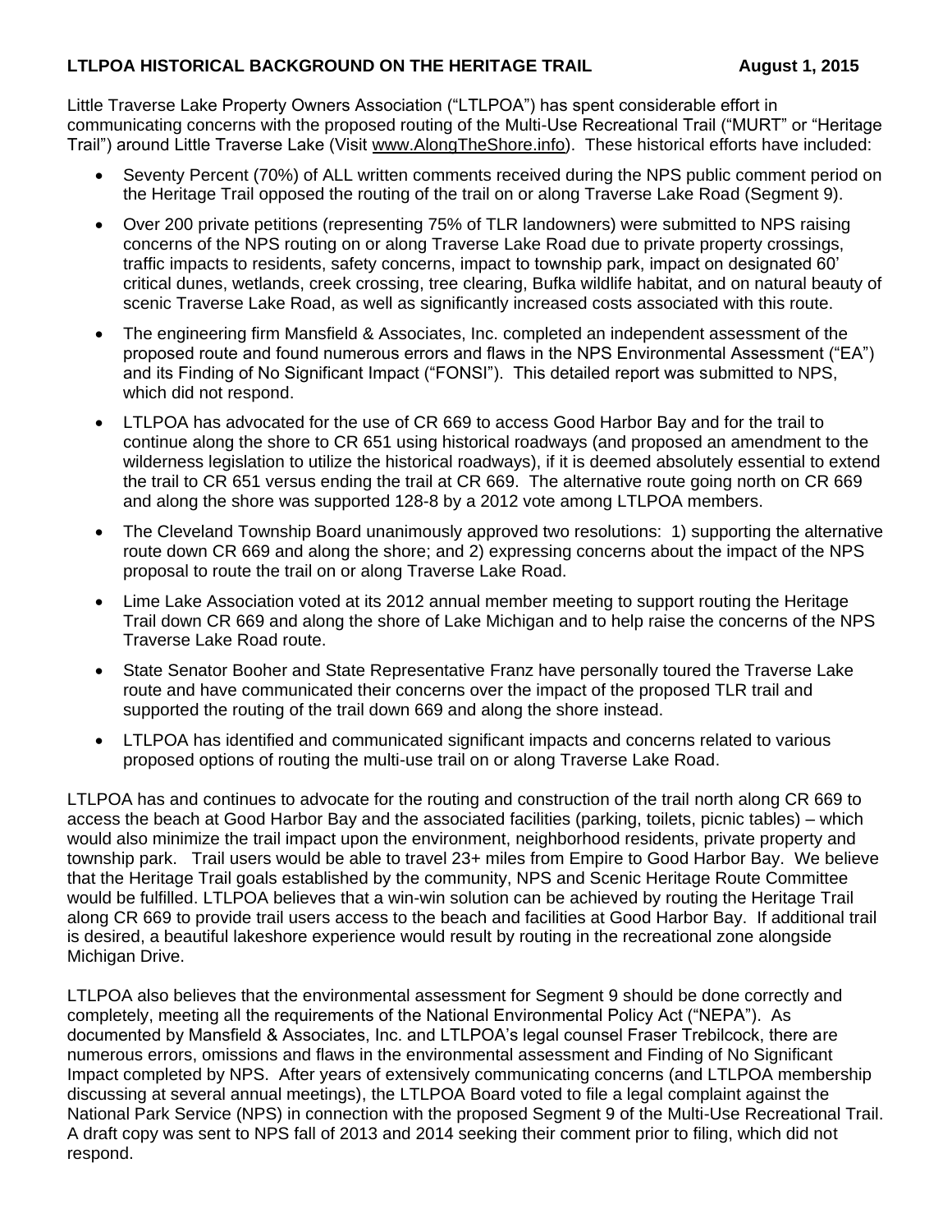**LTLPOA HISTORICAL BACKGROUND ON THE HERITAGE TRAIL** **August 1, 2015**

Little Traverse Lake Property Owners Association ("LTLPOA") has spent considerable effort in communicating concerns with the proposed routing of the Multi-Use Recreational Trail ("MURT" or "Heritage Trail") around Little Traverse Lake (Visit www.AlongTheShore.info). These historical efforts have included:

- Seventy Percent (70%) of ALL written comments received during the NPS public comment period on the Heritage Trail opposed the routing of the trail on or along Traverse Lake Road (Segment 9).
- Over 200 private petitions (representing 75% of TLR landowners) were submitted to NPS raising concerns of the NPS routing on or along Traverse Lake Road due to private property crossings, traffic impacts to residents, safety concerns, impact to township park, impact on designated 60' critical dunes, wetlands, creek crossing, tree clearing, Bufka wildlife habitat, and on natural beauty of scenic Traverse Lake Road, as well as significantly increased costs associated with this route.
- The engineering firm Mansfield & Associates, Inc. completed an independent assessment of the proposed route and found numerous errors and flaws in the NPS Environmental Assessment ("EA") and its Finding of No Significant Impact ("FONSI"). This detailed report was submitted to NPS, which did not respond.
- LTLPOA has advocated for the use of CR 669 to access Good Harbor Bay and for the trail to continue along the shore to CR 651 using historical roadways (and proposed an amendment to the wilderness legislation to utilize the historical roadways), if it is deemed absolutely essential to extend the trail to CR 651 versus ending the trail at CR 669. The alternative route going north on CR 669 and along the shore was supported 128-8 by a 2012 vote among LTLPOA members.
- The Cleveland Township Board unanimously approved two resolutions: 1) supporting the alternative route down CR 669 and along the shore; and 2) expressing concerns about the impact of the NPS proposal to route the trail on or along Traverse Lake Road.
- Lime Lake Association voted at its 2012 annual member meeting to support routing the Heritage Trail down CR 669 and along the shore of Lake Michigan and to help raise the concerns of the NPS Traverse Lake Road route.
- State Senator Booher and State Representative Franz have personally toured the Traverse Lake route and have communicated their concerns over the impact of the proposed TLR trail and supported the routing of the trail down 669 and along the shore instead.
- LTLPOA has identified and communicated significant impacts and concerns related to various proposed options of routing the multi-use trail on or along Traverse Lake Road.

LTLPOA has and continues to advocate for the routing and construction of the trail north along CR 669 to access the beach at Good Harbor Bay and the associated facilities (parking, toilets, picnic tables) – which would also minimize the trail impact upon the environment, neighborhood residents, private property and township park. Trail users would be able to travel 23+ miles from Empire to Good Harbor Bay. We believe that the Heritage Trail goals established by the community, NPS and Scenic Heritage Route Committee would be fulfilled. LTLPOA believes that a win-win solution can be achieved by routing the Heritage Trail along CR 669 to provide trail users access to the beach and facilities at Good Harbor Bay. If additional trail is desired, a beautiful lakeshore experience would result by routing in the recreational zone alongside Michigan Drive.

LTLPOA also believes that the environmental assessment for Segment 9 should be done correctly and completely, meeting all the requirements of the National Environmental Policy Act ("NEPA"). As documented by Mansfield & Associates, Inc. and LTLPOA's legal counsel Fraser Trebilcock, there are numerous errors, omissions and flaws in the environmental assessment and Finding of No Significant Impact completed by NPS. After years of extensively communicating concerns (and LTLPOA membership discussing at several annual meetings), the LTLPOA Board voted to file a legal complaint against the National Park Service (NPS) in connection with the proposed Segment 9 of the Multi-Use Recreational Trail. A draft copy was sent to NPS fall of 2013 and 2014 seeking their comment prior to filing, which did not respond.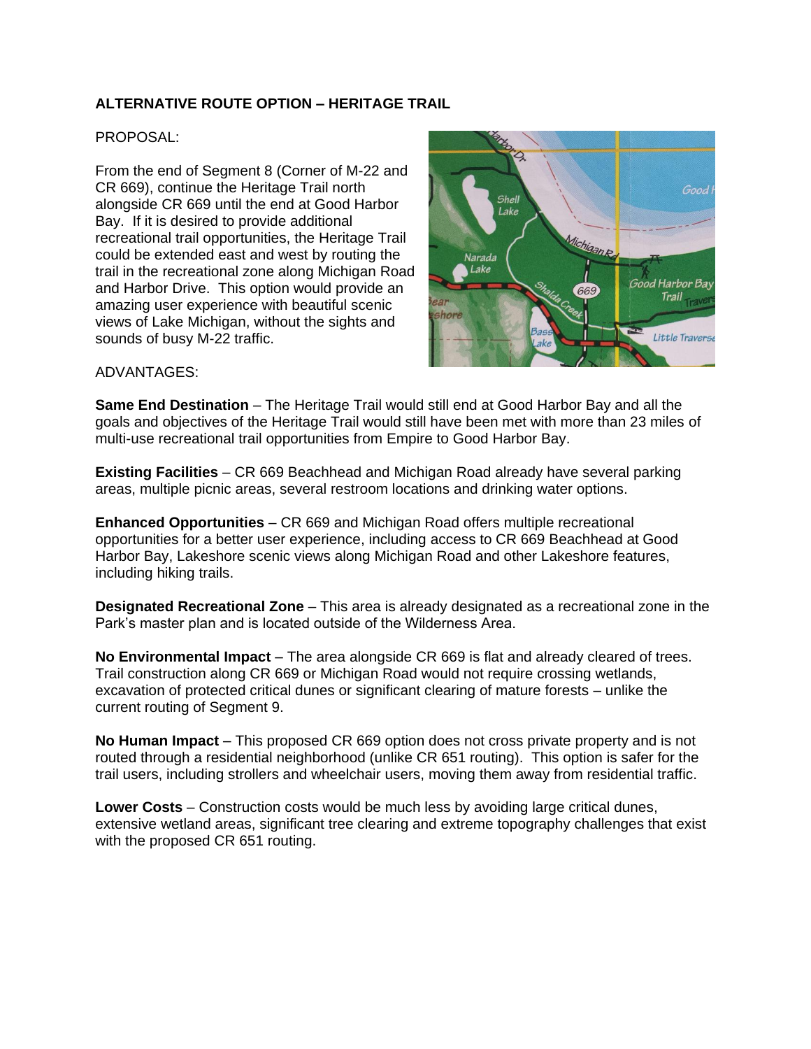**ALTERNATIVE ROUTE OPTION – HERITAGE TRAIL**

PROPOSAL:

From the end of Segment 8 (Corner of M-22 and CR 669), continue the Heritage Trail north alongside CR 669 until the end at Good Harbor Bay. If it is desired to provide additional recreational trail opportunities, the Heritage Trail could be extended east and west by routing the trail in the recreational zone along Michigan Road and Harbor Drive. This option would provide an amazing user experience with beautiful scenic views of Lake Michigan, without the sights and sounds of busy M-22 traffic.

ADVANTAGES:

**Same End Destination** – The Heritage Trail would still end at Good Harbor Bay and all the goals and objectives of the Heritage Trail would still have been met with more than 23 miles of multi-use recreational trail opportunities from Empire to Good Harbor Bay.

**Existing Facilities** – CR 669 Beachhead and Michigan Road already have several parking areas, multiple picnic areas, several restroom locations and drinking water options.

**Enhanced Opportunities** – CR 669 and Michigan Road offers multiple recreational opportunities for a better user experience, including access to CR 669 Beachhead at Good Harbor Bay, Lakeshore scenic views along Michigan Road and other Lakeshore features, including hiking trails.

**Designated Recreational Zone** – This area is already designated as a recreational zone in the Park's master plan and is located outside of the Wilderness Area.

**No Environmental Impact** – The area alongside CR 669 is flat and already cleared of trees. Trail construction along CR 669 or Michigan Road would not require crossing wetlands, excavation of protected critical dunes or significant clearing of mature forests – unlike the current routing of Segment 9.

**No Human Impact** – This proposed CR 669 option does not cross private property and is not routed through a residential neighborhood (unlike CR 651 routing). This option is safer for the trail users, including strollers and wheelchair users, moving them away from residential traffic.

**Lower Costs** – Construction costs would be much less by avoiding large critical dunes, extensive wetland areas, significant tree clearing and extreme topography challenges that exist with the proposed CR 651 routing.